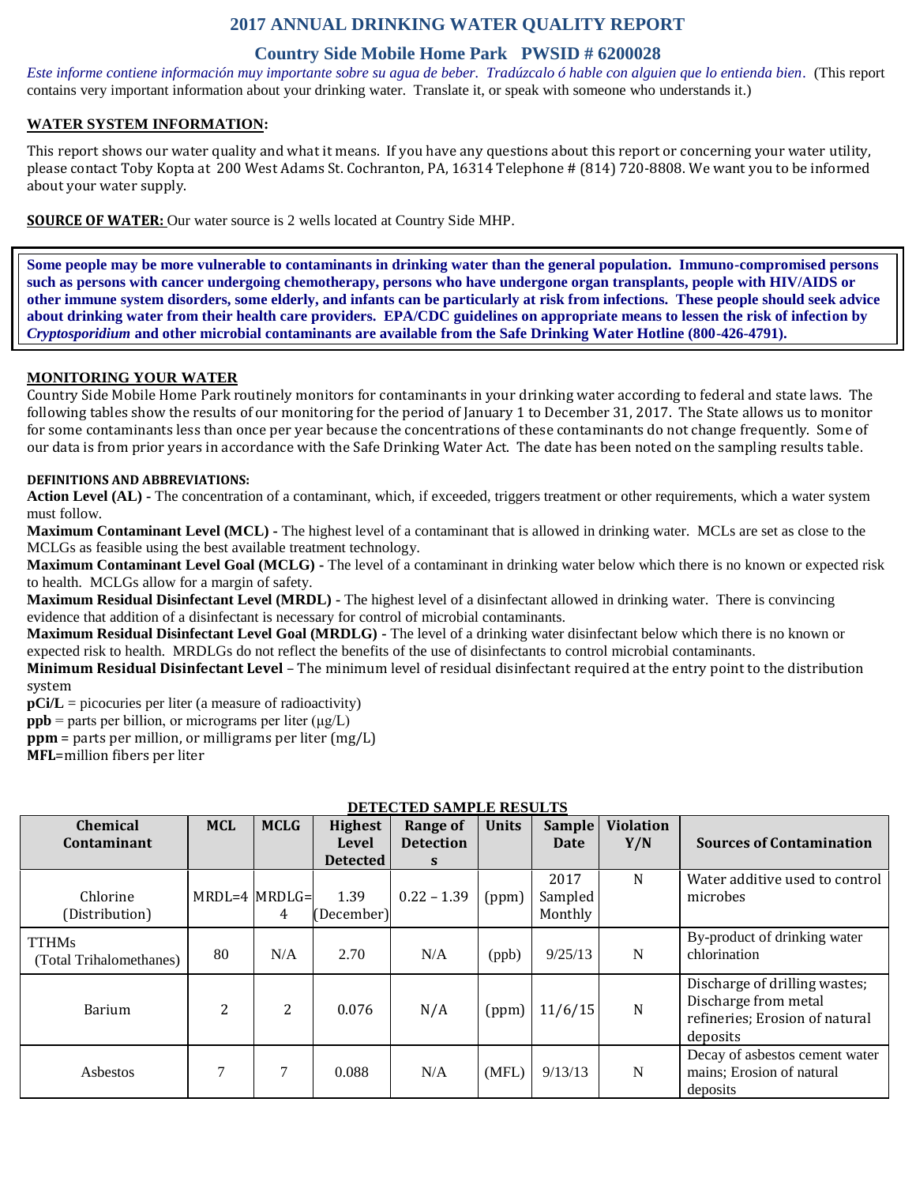# 2017 ANNUAL DRINKING WATER QUALITY REPORT

## Country Side Mobile Home Park   PWSID # 6200028

*Este informe contiene información muy importante sobre su agua de beber. Tradúzcalo ó hable con alguien que lo entienda bien.* (This report contains very important information about your drinking water. Translate it, or speak with someone who understands it.)

**WATER SYSTEM INFORMATION:**

This report shows our water quality and what it means. If you have any questions about this report or concerning your water utility, please contact Toby Kopta at 200 West Adams St. Cochranton, PA, 16314 Telephone # (814) 720-8808. We want you to be informed about your water supply.

**SOURCE OF WATER:** Our water source is 2 wells located at Country Side MHP.

**Some people may be more vulnerable to contaminants in drinking water than the general population. Immuno-compromised persons such as persons with cancer undergoing chemotherapy, persons who have undergone organ transplants, people with HIV/AIDS or other immune system disorders, some elderly, and infants can be particularly at risk from infections. These people should seek advice about drinking water from their health care providers. EPA/CDC guidelines on appropriate means to lessen the risk of infection by *Cryptosporidium* and other microbial contaminants are available from the Safe Drinking Water Hotline (800-426-4791).**

**MONITORING YOUR WATER**

Country Side Mobile Home Park routinely monitors for contaminants in your drinking water according to federal and state laws. The following tables show the results of our monitoring for the period of January 1 to December 31, 2017. The State allows us to monitor for some contaminants less than once per year because the concentrations of these contaminants do not change frequently. Some of our data is from prior years in accordance with the Safe Drinking Water Act. The date has been noted on the sampling results table.

**DEFINITIONS AND ABBREVIATIONS:**

**Action Level (AL) -** The concentration of a contaminant, which, if exceeded, triggers treatment or other requirements, which a water system must follow.

**Maximum Contaminant Level (MCL) -** The highest level of a contaminant that is allowed in drinking water. MCLs are set as close to the MCLGs as feasible using the best available treatment technology.

**Maximum Contaminant Level Goal (MCLG) -** The level of a contaminant in drinking water below which there is no known or expected risk to health. MCLGs allow for a margin of safety.

**Maximum Residual Disinfectant Level (MRDL) -** The highest level of a disinfectant allowed in drinking water. There is convincing evidence that addition of a disinfectant is necessary for control of microbial contaminants.

**Maximum Residual Disinfectant Level Goal (MRDLG) -** The level of a drinking water disinfectant below which there is no known or expected risk to health. MRDLGs do not reflect the benefits of the use of disinfectants to control microbial contaminants.

**Minimum Residual Disinfectant Level** – The minimum level of residual disinfectant required at the entry point to the distribution system

**pCi/L** = picocuries per liter (a measure of radioactivity)

**ppb** = parts per billion, or micrograms per liter (μg/L)

**ppm** = parts per million, or milligrams per liter (mg/L)

**MFL**=million fibers per liter

**DETECTED SAMPLE RESULTS**

| Chemical Contaminant | MCL | MCLG | Highest Level Detected | Range of Detections | Units | Sample Date | Violation Y/N | Sources of Contamination |
|---|---|---|---|---|---|---|---|---|
| Chlorine (Distribution) | MRDL=4 | MRDLG=4 | 1.39 (December) | 0.22 – 1.39 | (ppm) | 2017 Sampled Monthly | N | Water additive used to control microbes |
| TTHMs (Total Trihalomethanes) | 80 | N/A | 2.70 | N/A | (ppb) | 9/25/13 | N | By-product of drinking water chlorination |
| Barium | 2 | 2 | 0.076 | N/A | (ppm) | 11/6/15 | N | Discharge of drilling wastes; Discharge from metal refineries; Erosion of natural deposits |
| Asbestos | 7 | 7 | 0.088 | N/A | (MFL) | 9/13/13 | N | Decay of asbestos cement water mains; Erosion of natural deposits |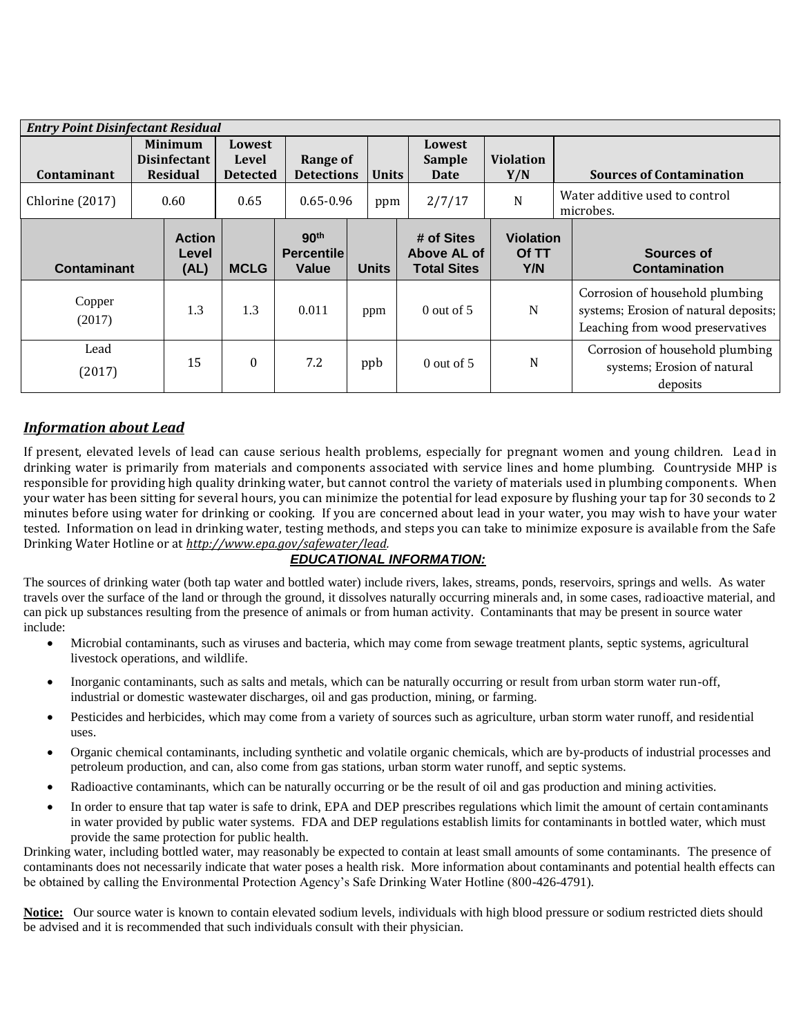| *Entry Point Disinfectant Residual* | | | | | | | |
|---|---|---|---|---|---|---|---|
| **Contaminant** | **Minimum Disinfectant Residual** | **Lowest Level Detected** | **Range of Detections** | **Units** | **Lowest Sample Date** | **Violation Y/N** | **Sources of Contamination** |
| Chlorine (2017) | 0.60 | 0.65 | 0.65-0.96 | ppm | 2/7/17 | N | Water additive used to control microbes. |

| Contaminant | Action Level (AL) | MCLG | 90th Percentile Value | Units | # of Sites Above AL of Total Sites | Violation Of TT Y/N | Sources of Contamination |
|---|---|---|---|---|---|---|---|
| Copper (2017) | 1.3 | 1.3 | 0.011 | ppm | 0 out of 5 | N | Corrosion of household plumbing systems; Erosion of natural deposits; Leaching from wood preservatives |
| Lead (2017) | 15 | 0 | 7.2 | ppb | 0 out of 5 | N | Corrosion of household plumbing systems; Erosion of natural deposits |

## ***Information about Lead***

If present, elevated levels of lead can cause serious health problems, especially for pregnant women and young children. Lead in drinking water is primarily from materials and components associated with service lines and home plumbing. Countryside MHP is responsible for providing high quality drinking water, but cannot control the variety of materials used in plumbing components. When your water has been sitting for several hours, you can minimize the potential for lead exposure by flushing your tap for 30 seconds to 2 minutes before using water for drinking or cooking. If you are concerned about lead in your water, you may wish to have your water tested. Information on lead in drinking water, testing methods, and steps you can take to minimize exposure is available from the Safe Drinking Water Hotline or at ***http://www.epa.gov/safewater/lead.***

## ***EDUCATIONAL INFORMATION:***

The sources of drinking water (both tap water and bottled water) include rivers, lakes, streams, ponds, reservoirs, springs and wells. As water travels over the surface of the land or through the ground, it dissolves naturally occurring minerals and, in some cases, radioactive material, and can pick up substances resulting from the presence of animals or from human activity. Contaminants that may be present in source water include:

- Microbial contaminants, such as viruses and bacteria, which may come from sewage treatment plants, septic systems, agricultural livestock operations, and wildlife.
- Inorganic contaminants, such as salts and metals, which can be naturally occurring or result from urban storm water run-off, industrial or domestic wastewater discharges, oil and gas production, mining, or farming.
- Pesticides and herbicides, which may come from a variety of sources such as agriculture, urban storm water runoff, and residential uses.
- Organic chemical contaminants, including synthetic and volatile organic chemicals, which are by-products of industrial processes and petroleum production, and can, also come from gas stations, urban storm water runoff, and septic systems.
- Radioactive contaminants, which can be naturally occurring or be the result of oil and gas production and mining activities.
- In order to ensure that tap water is safe to drink, EPA and DEP prescribes regulations which limit the amount of certain contaminants in water provided by public water systems. FDA and DEP regulations establish limits for contaminants in bottled water, which must provide the same protection for public health.

Drinking water, including bottled water, may reasonably be expected to contain at least small amounts of some contaminants. The presence of contaminants does not necessarily indicate that water poses a health risk. More information about contaminants and potential health effects can be obtained by calling the Environmental Protection Agency's Safe Drinking Water Hotline (800-426-4791).

**Notice:** Our source water is known to contain elevated sodium levels, individuals with high blood pressure or sodium restricted diets should be advised and it is recommended that such individuals consult with their physician.